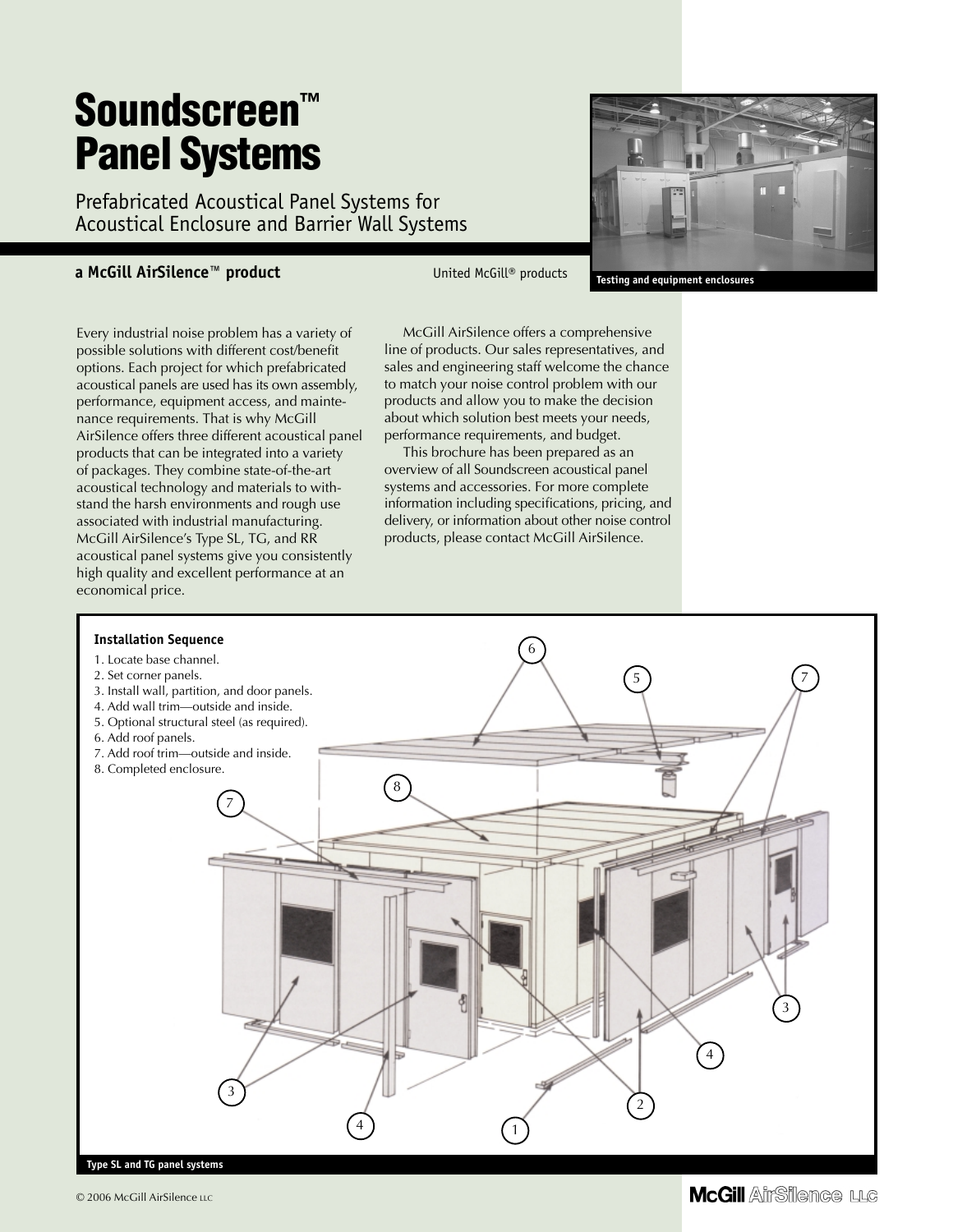# Soundscreen™ Panel Systems

Prefabricated Acoustical Panel Systems for Acoustical Enclosure and Barrier Wall Systems

**a McGill AirSilence™ product**

United McGill® products

Testing and equipment enclosures

Every industrial noise problem has a variety of possible solutions with different cost/benefit options. Each project for which prefabricated acoustical panels are used has its own assembly, performance, equipment access, and maintenance requirements. That is why McGill AirSilence offers three different acoustical panel products that can be integrated into a variety of packages. They combine state-of-the-art acoustical technology and materials to withstand the harsh environments and rough use associated with industrial manufacturing. McGill AirSilence's Type SL, TG, and RR acoustical panel systems give you consistently high quality and excellent performance at an economical price.

McGill AirSilence offers a comprehensive line of products. Our sales representatives, and sales and engineering staff welcome the chance to match your noise control problem with our products and allow you to make the decision about which solution best meets your needs, performance requirements, and budget.

This brochure has been prepared as an overview of all Soundscreen acoustical panel systems and accessories. For more complete information including specifications, pricing, and delivery, or information about other noise control products, please contact McGill AirSilence.

**Installation Sequence**

1. Locate base channel.
2. Set corner panels.
3. Install wall, partition, and door panels.
4. Add wall trim—outside and inside.
5. Optional structural steel (as required).
6. Add roof panels.
7. Add roof trim—outside and inside.
8. Completed enclosure.

Type SL and TG panel systems

© 2006 McGill AirSilence LLC

McGill AirSilence LLC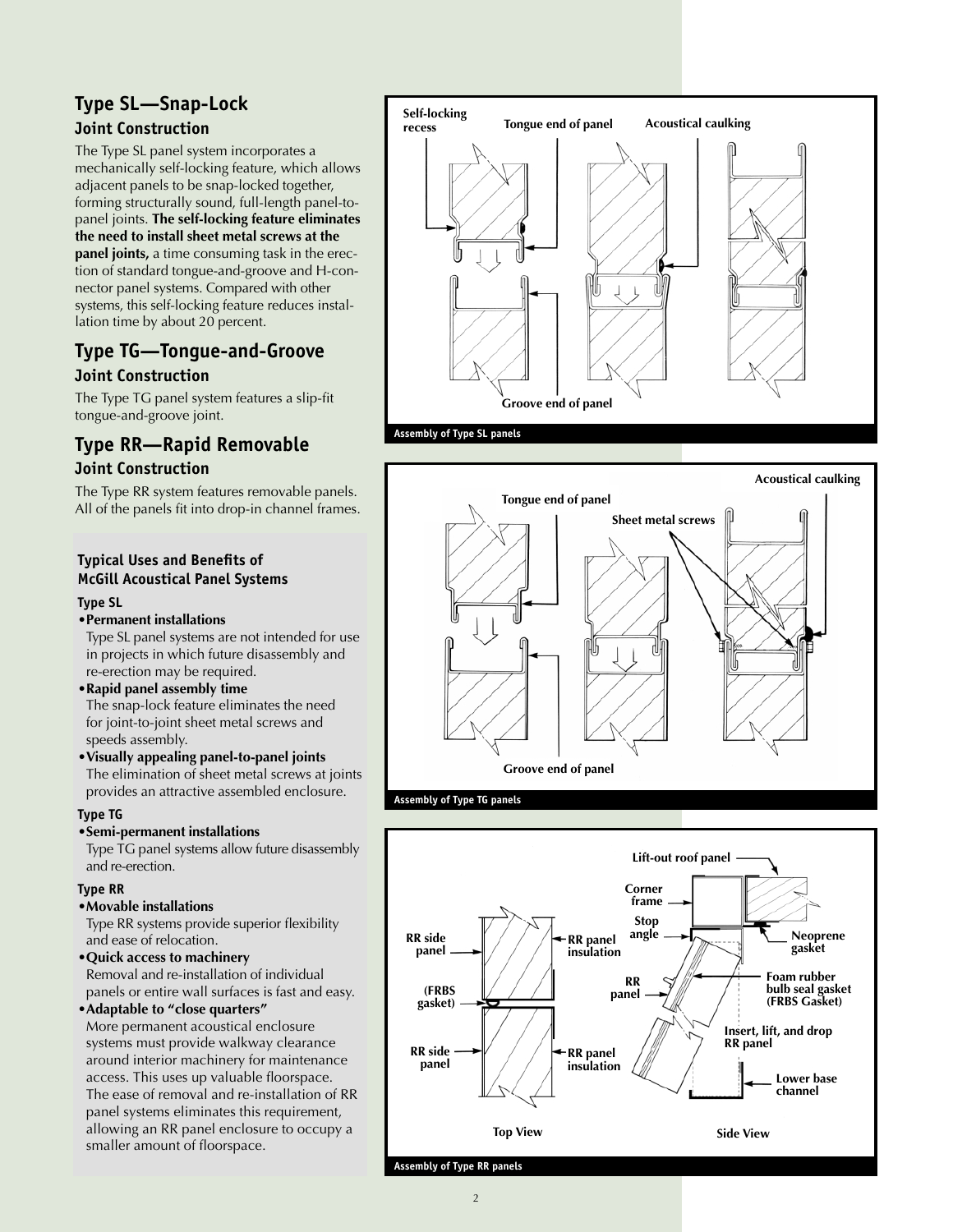## Type SL—Snap-Lock

### Joint Construction

The Type SL panel system incorporates a mechanically self-locking feature, which allows adjacent panels to be snap-locked together, forming structurally sound, full-length panel-to-panel joints. **The self-locking feature eliminates the need to install sheet metal screws at the panel joints,** a time consuming task in the erection of standard tongue-and-groove and H-connector panel systems. Compared with other systems, this self-locking feature reduces installation time by about 20 percent.

## Type TG—Tongue-and-Groove

### Joint Construction

The Type TG panel system features a slip-fit tongue-and-groove joint.

## Type RR—Rapid Removable

### Joint Construction

The Type RR system features removable panels. All of the panels fit into drop-in channel frames.

### Typical Uses and Benefits of McGill Acoustical Panel Systems

#### Type SL

- **Permanent installations**
  Type SL panel systems are not intended for use in projects in which future disassembly and re-erection may be required.
- **Rapid panel assembly time**
  The snap-lock feature eliminates the need for joint-to-joint sheet metal screws and speeds assembly.
- **Visually appealing panel-to-panel joints**
  The elimination of sheet metal screws at joints provides an attractive assembled enclosure.

#### Type TG

- **Semi-permanent installations**
  Type TG panel systems allow future disassembly and re-erection.

#### Type RR

- **Movable installations**
  Type RR systems provide superior flexibility and ease of relocation.
- **Quick access to machinery**
  Removal and re-installation of individual panels or entire wall surfaces is fast and easy.
- **Adaptable to "close quarters"**
  More permanent acoustical enclosure systems must provide walkway clearance around interior machinery for maintenance access. This uses up valuable floorspace. The ease of removal and re-installation of RR panel systems eliminates this requirement, allowing an RR panel enclosure to occupy a smaller amount of floorspace.

Self-locking recess | Tongue end of panel | Acoustical caulking | Groove end of panel

Assembly of Type SL panels

Tongue end of panel | Sheet metal screws | Acoustical caulking | Groove end of panel

Assembly of Type TG panels

RR side panel | RR panel insulation | (FRBS gasket) | RR side panel | RR panel insulation | Top View

Lift-out roof panel | Corner frame | Stop angle | Neoprene gasket | RR panel | Foam rubber bulb seal gasket (FRBS Gasket) | Insert, lift, and drop RR panel | Lower base channel | Side View

Assembly of Type RR panels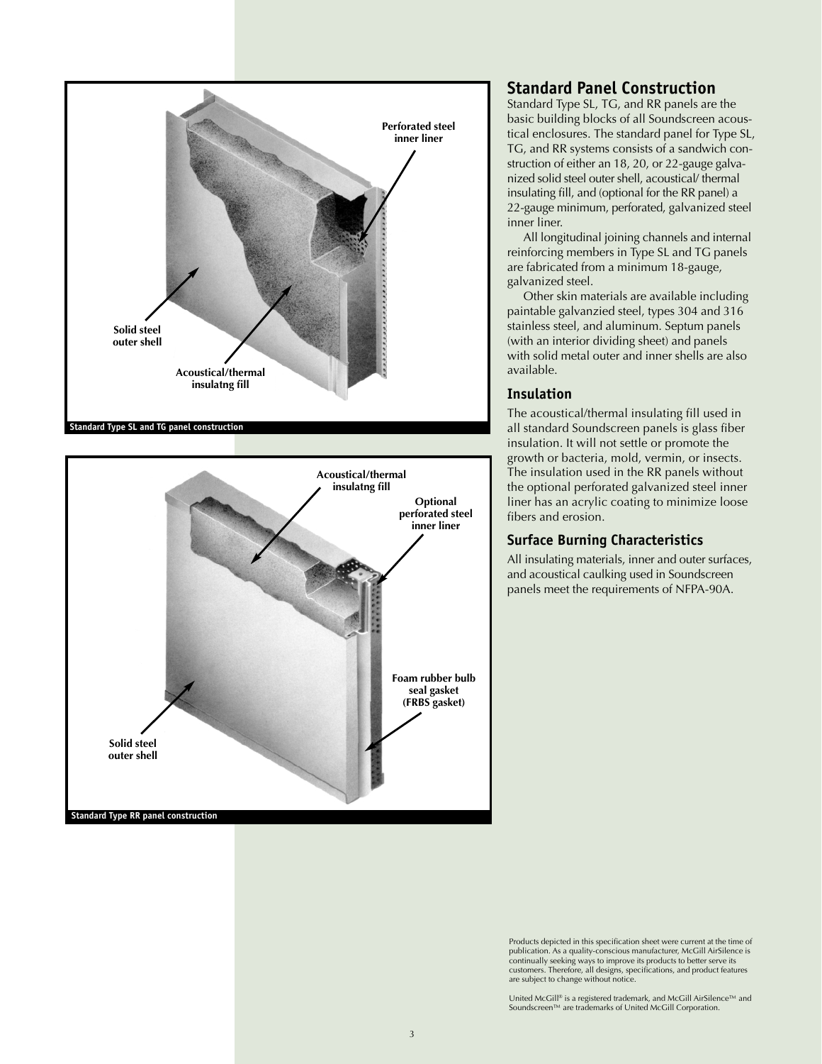**Perforated steel inner liner**

**Solid steel outer shell**

**Acoustical/thermal insulatng fill**

**Standard Type SL and TG panel construction**

**Acoustical/thermal insulatng fill**

**Optional perforated steel inner liner**

**Foam rubber bulb seal gasket (FRBS gasket)**

**Solid steel outer shell**

**Standard Type RR panel construction**

## Standard Panel Construction

Standard Type SL, TG, and RR panels are the basic building blocks of all Soundscreen acoustical enclosures. The standard panel for Type SL, TG, and RR systems consists of a sandwich construction of either an 18, 20, or 22-gauge galvanized solid steel outer shell, acoustical/ thermal insulating fill, and (optional for the RR panel) a 22-gauge minimum, perforated, galvanized steel inner liner.

All longitudinal joining channels and internal reinforcing members in Type SL and TG panels are fabricated from a minimum 18-gauge, galvanized steel.

Other skin materials are available including paintable galvanzied steel, types 304 and 316 stainless steel, and aluminum. Septum panels (with an interior dividing sheet) and panels with solid metal outer and inner shells are also available.

### Insulation

The acoustical/thermal insulating fill used in all standard Soundscreen panels is glass fiber insulation. It will not settle or promote the growth or bacteria, mold, vermin, or insects. The insulation used in the RR panels without the optional perforated galvanized steel inner liner has an acrylic coating to minimize loose fibers and erosion.

### Surface Burning Characteristics

All insulating materials, inner and outer surfaces, and acoustical caulking used in Soundscreen panels meet the requirements of NFPA-90A.

Products depicted in this specification sheet were current at the time of publication. As a quality-conscious manufacturer, McGill AirSilence is continually seeking ways to improve its products to better serve its customers. Therefore, all designs, specifications, and product features are subject to change without notice.

United McGill® is a registered trademark, and McGill AirSilence™ and Soundscreen™ are trademarks of United McGill Corporation.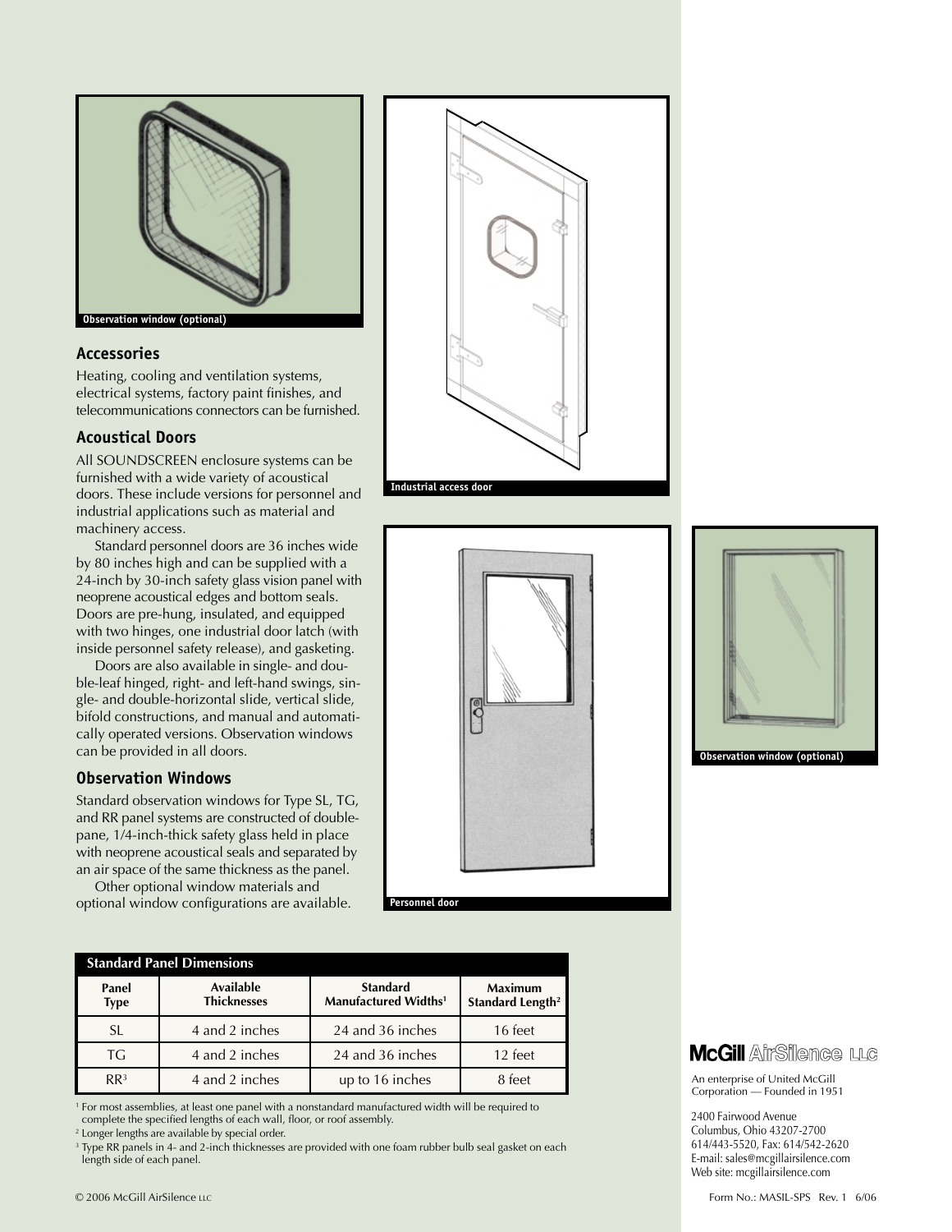Observation window (optional)

## Accessories

Heating, cooling and ventilation systems, electrical systems, factory paint finishes, and telecommunications connectors can be furnished.

## Acoustical Doors

All SOUNDSCREEN enclosure systems can be furnished with a wide variety of acoustical doors. These include versions for personnel and industrial applications such as material and machinery access.

Standard personnel doors are 36 inches wide by 80 inches high and can be supplied with a 24-inch by 30-inch safety glass vision panel with neoprene acoustical edges and bottom seals. Doors are pre-hung, insulated, and equipped with two hinges, one industrial door latch (with inside personnel safety release), and gasketing.

Doors are also available in single- and double-leaf hinged, right- and left-hand swings, single- and double-horizontal slide, vertical slide, bifold constructions, and manual and automatically operated versions. Observation windows can be provided in all doors.

## Observation Windows

Standard observation windows for Type SL, TG, and RR panel systems are constructed of double-pane, 1/4-inch-thick safety glass held in place with neoprene acoustical seals and separated by an air space of the same thickness as the panel.

Other optional window materials and optional window configurations are available.

Industrial access door

Personnel door

Observation window (optional)

**Standard Panel Dimensions**

| Panel Type | Available Thicknesses | Standard Manufactured Widths[1] | Maximum Standard Length[2] |
|---|---|---|---|
| SL | 4 and 2 inches | 24 and 36 inches | 16 feet |
| TG | 4 and 2 inches | 24 and 36 inches | 12 feet |
| RR[3] | 4 and 2 inches | up to 16 inches | 8 feet |

[1] For most assemblies, at least one panel with a nonstandard manufactured width will be required to complete the specified lengths of each wall, floor, or roof assembly.

[2] Longer lengths are available by special order.

[3] Type RR panels in 4- and 2-inch thicknesses are provided with one foam rubber bulb seal gasket on each length side of each panel.

**McGill AirSilence LLC**

An enterprise of United McGill Corporation — Founded in 1951

2400 Fairwood Avenue
Columbus, Ohio 43207-2700
614/443-5520, Fax: 614/542-2620
E-mail: sales@mcgillairsilence.com
Web site: mcgillairsilence.com

© 2006 McGill AirSilence LLC

Form No.: MASIL-SPS Rev. 1 6/06